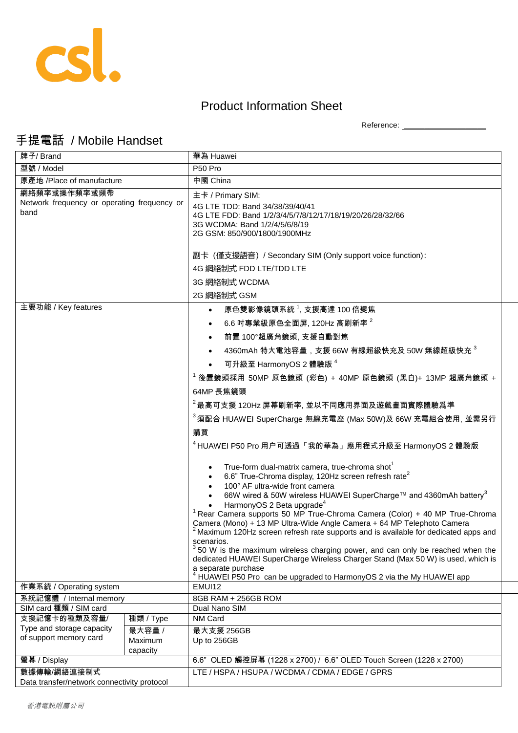csl.

# Product Information Sheet

Reference: ___________________

## 手提電話 / Mobile Handset

| 牌子/ Brand | | 華為 Huawei |
|---|---|---|
| 型號 / Model | | P50 Pro |
| 原產地 /Place of manufacture | | 中國 China |
| 網絡頻率或操作頻率或頻帶<br>Network frequency or operating frequency or band | | 主卡 / Primary SIM:<br>4G LTE TDD: Band 34/38/39/40/41<br>4G LTE FDD: Band 1/2/3/4/5/7/8/12/17/18/19/20/26/28/32/66<br>3G WCDMA: Band 1/2/4/5/6/8/19<br>2G GSM: 850/900/1800/1900MHz<br><br>副卡（僅支援語音）/ Secondary SIM (Only support voice function):<br>4G 網絡制式 FDD LTE/TDD LTE<br>3G 網絡制式 WCDMA<br>2G 網絡制式 GSM |
| 主要功能 / Key features | | • 原色雙影像鏡頭系統 [1], 支援高達 100 倍變焦<br>• 6.6 吋專業級原色全面屏, 120Hz 高刷新率 [2]<br>• 前置 100°超廣角鏡頭, 支援自動對焦<br>• 4360mAh 特大電池容量，支援 66W 有線超級快充及 50W 無線超級快充 [3]<br>• 可升級至 HarmonyOS 2 體驗版 [4]<br>[1] 後置鏡頭採用 50MP 原色鏡頭 (彩色) + 40MP 原色鏡頭 (黑白)+ 13MP 超廣角鏡頭 + 64MP 長焦鏡頭<br>[2] 最高可支援 120Hz 屏幕刷新率, 並以不同應用界面及遊戲畫面實際體驗爲準<br>[3] 須配合 HUAWEI SuperCharge 無線充電座 (Max 50W)及 66W 充電組合使用, 並需另行購買<br>[4] HUAWEI P50 Pro 用户可透過「我的華為」應用程式升級至 HarmonyOS 2 體驗版<br><br>• True-form dual-matrix camera, true-chroma shot[1]<br>• 6.6" True-Chroma display, 120Hz screen refresh rate[2]<br>• 100° AF ultra-wide front camera<br>• 66W wired & 50W wireless HUAWEI SuperCharge™ and 4360mAh battery[3]<br>• HarmonyOS 2 Beta upgrade[4]<br>[1] Rear Camera supports 50 MP True-Chroma Camera (Color) + 40 MP True-Chroma Camera (Mono) + 13 MP Ultra-Wide Angle Camera + 64 MP Telephoto Camera<br>[2] Maximum 120Hz screen refresh rate supports and is available for dedicated apps and scenarios.<br>[3] 50 W is the maximum wireless charging power, and can only be reached when the dedicated HUAWEI SuperCharge Wireless Charger Stand (Max 50 W) is used, which is a separate purchase<br>[4] HUAWEI P50 Pro can be upgraded to HarmonyOS 2 via the My HUAWEI app |
| 作業系統 / Operating system | | EMUI12 |
| 系統記憶體 / Internal memory | | 8GB RAM + 256GB ROM |
| SIM card 種類 / SIM card | | Dual Nano SIM |
| 支援記憶卡的種類及容量/ Type and storage capacity of support memory card | 種類 / Type | NM Card |
| | 最大容量 / Maximum capacity | 最大支援 256GB<br>Up to 256GB |
| 螢幕 / Display | | 6.6" OLED 觸控屏幕 (1228 x 2700) / 6.6" OLED Touch Screen (1228 x 2700) |
| 數據傳輸/網絡連接制式<br>Data transfer/network connectivity protocol | | LTE / HSPA / HSUPA / WCDMA / CDMA / EDGE / GPRS |

*香港電訊附屬公司*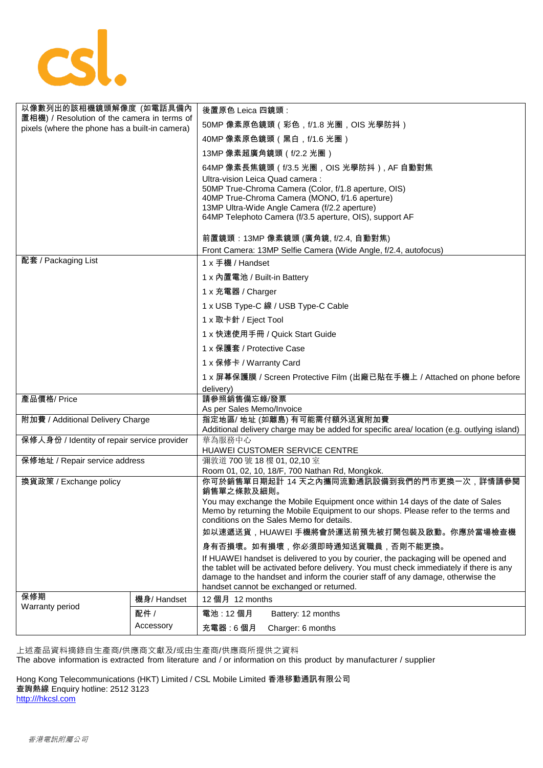csl.

| | | |
|---|---|---|
| 以像數列出的該相機鏡頭解像度 (如電話具備內置相機) / Resolution of the camera in terms of pixels (where the phone has a built-in camera) | | 後置原色 Leica 四鏡頭：<br>50MP 像素原色鏡頭（彩色，f/1.8 光圈，OIS 光學防抖）<br>40MP 像素原色鏡頭（黑白，f/1.6 光圈）<br>13MP 像素超廣角鏡頭（f/2.2 光圈）<br>64MP 像素長焦鏡頭（f/3.5 光圈，OIS 光學防抖），AF 自動對焦<br>Ultra-vision Leica Quad camera :<br>50MP True-Chroma Camera (Color, f/1.8 aperture, OIS)<br>40MP True-Chroma Camera (MONO, f/1.6 aperture)<br>13MP Ultra-Wide Angle Camera (f/2.2 aperture)<br>64MP Telephoto Camera (f/3.5 aperture, OIS), support AF<br><br>前置鏡頭：13MP 像素鏡頭 (廣角鏡, f/2.4, 自動對焦)<br>Front Camera: 13MP Selfie Camera (Wide Angle, f/2.4, autofocus) |
| 配套 / Packaging List | | 1 x 手機 / Handset<br>1 x 內置電池 / Built-in Battery<br>1 x 充電器 / Charger<br>1 x USB Type-C 線 / USB Type-C Cable<br>1 x 取卡針 / Eject Tool<br>1 x 快速使用手冊 / Quick Start Guide<br>1 x 保護套 / Protective Case<br>1 x 保修卡 / Warranty Card<br>1 x 屏幕保護膜 / Screen Protective Film (出廠已貼在手機上 / Attached on phone before delivery) |
| 產品價格/ Price | | 請參照銷售備忘錄/發票<br>As per Sales Memo/Invoice |
| 附加費 / Additional Delivery Charge | | 指定地區/ 地址 (如離島) 有可能需付額外送貨附加費<br>Additional delivery charge may be added for specific area/ location (e.g. outlying island) |
| 保修人身份 / Identity of repair service provider | | 華為服務中心<br>HUAWEI CUSTOMER SERVICE CENTRE |
| 保修地址 / Repair service address | | 彌敦道 700 號 18 樓 01, 02,10 室<br>Room 01, 02, 10, 18/F, 700 Nathan Rd, Mongkok. |
| 換貨政策 / Exchange policy | | 你可於銷售單日期起計 14 天之內攜同流動通訊設備到我們的門市更換一次，詳情請參閱銷售單之條款及細則。<br>You may exchange the Mobile Equipment once within 14 days of the date of Sales Memo by returning the Mobile Equipment to our shops. Please refer to the terms and conditions on the Sales Memo for details.<br>如以速遞送貨，HUAWEI 手機將會於運送前預先被打開包裝及啟動。你應於當場檢查機身有否損壞。如有損壞，你必須即時通知送貨職員，否則不能更換。<br>If HUAWEI handset is delivered to you by courier, the packaging will be opened and the tablet will be activated before delivery. You must check immediately if there is any damage to the handset and inform the courier staff of any damage, otherwise the handset cannot be exchanged or returned. |
| 保修期<br>Warranty period | 機身/ Handset | 12 個月 12 months |
| | 配件 / Accessory | 電池：12 個月 Battery: 12 months<br>充電器：6 個月 Charger: 6 months |

上述產品資料摘錄自生產商/供應商文獻及/或由生產商/供應商所提供之資料
The above information is extracted from literature and / or information on this product by manufacturer / supplier

Hong Kong Telecommunications (HKT) Limited / CSL Mobile Limited 香港移動通訊有限公司
查詢熱線 Enquiry hotline: 2512 3123
http:///hkcsl.com

*香港電訊附屬公司*